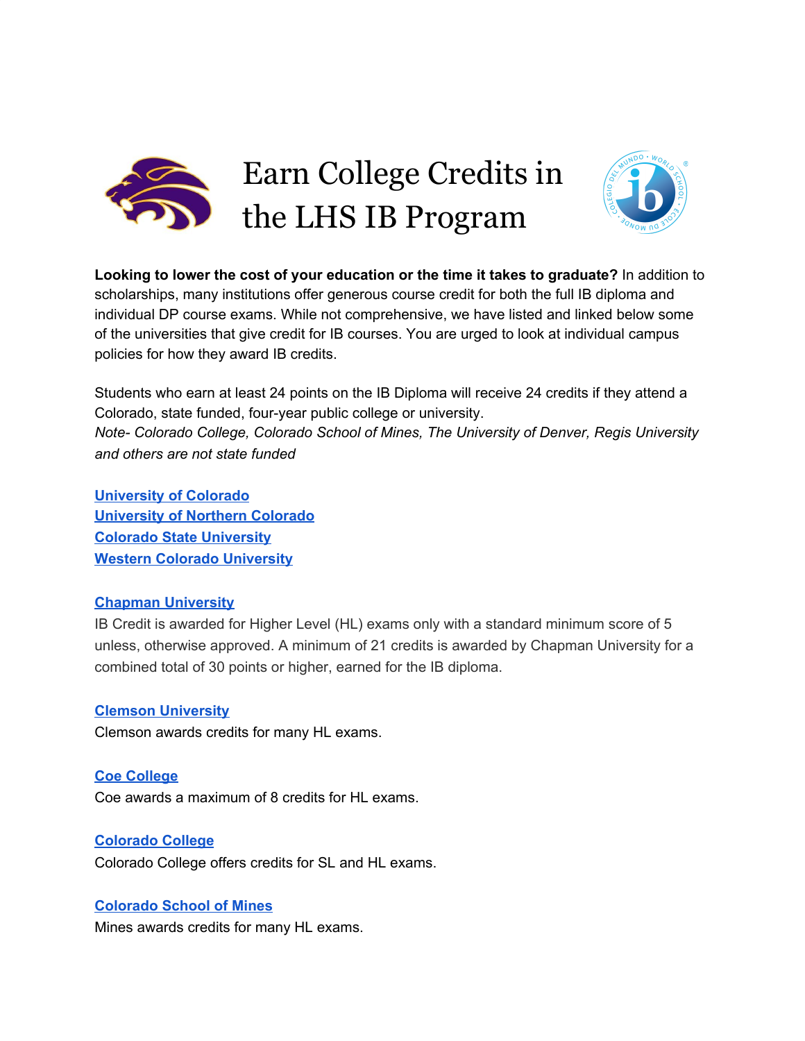# Earn College Credits in the LHS IB Program

**Looking to lower the cost of your education or the time it takes to graduate?** In addition to scholarships, many institutions offer generous course credit for both the full IB diploma and individual DP course exams. While not comprehensive, we have listed and linked below some of the universities that give credit for IB courses. You are urged to look at individual campus policies for how they award IB credits.

Students who earn at least 24 points on the IB Diploma will receive 24 credits if they attend a Colorado, state funded, four-year public college or university.
*Note- Colorado College, Colorado School of Mines, The University of Denver, Regis University and others are not state funded*

**University of Colorado**
**University of Northern Colorado**
**Colorado State University**
**Western Colorado University**

**Chapman University**
IB Credit is awarded for Higher Level (HL) exams only with a standard minimum score of 5 unless, otherwise approved. A minimum of 21 credits is awarded by Chapman University for a combined total of 30 points or higher, earned for the IB diploma.

**Clemson University**
Clemson awards credits for many HL exams.

**Coe College**
Coe awards a maximum of 8 credits for HL exams.

**Colorado College**
Colorado College offers credits for SL and HL exams.

**Colorado School of Mines**
Mines awards credits for many HL exams.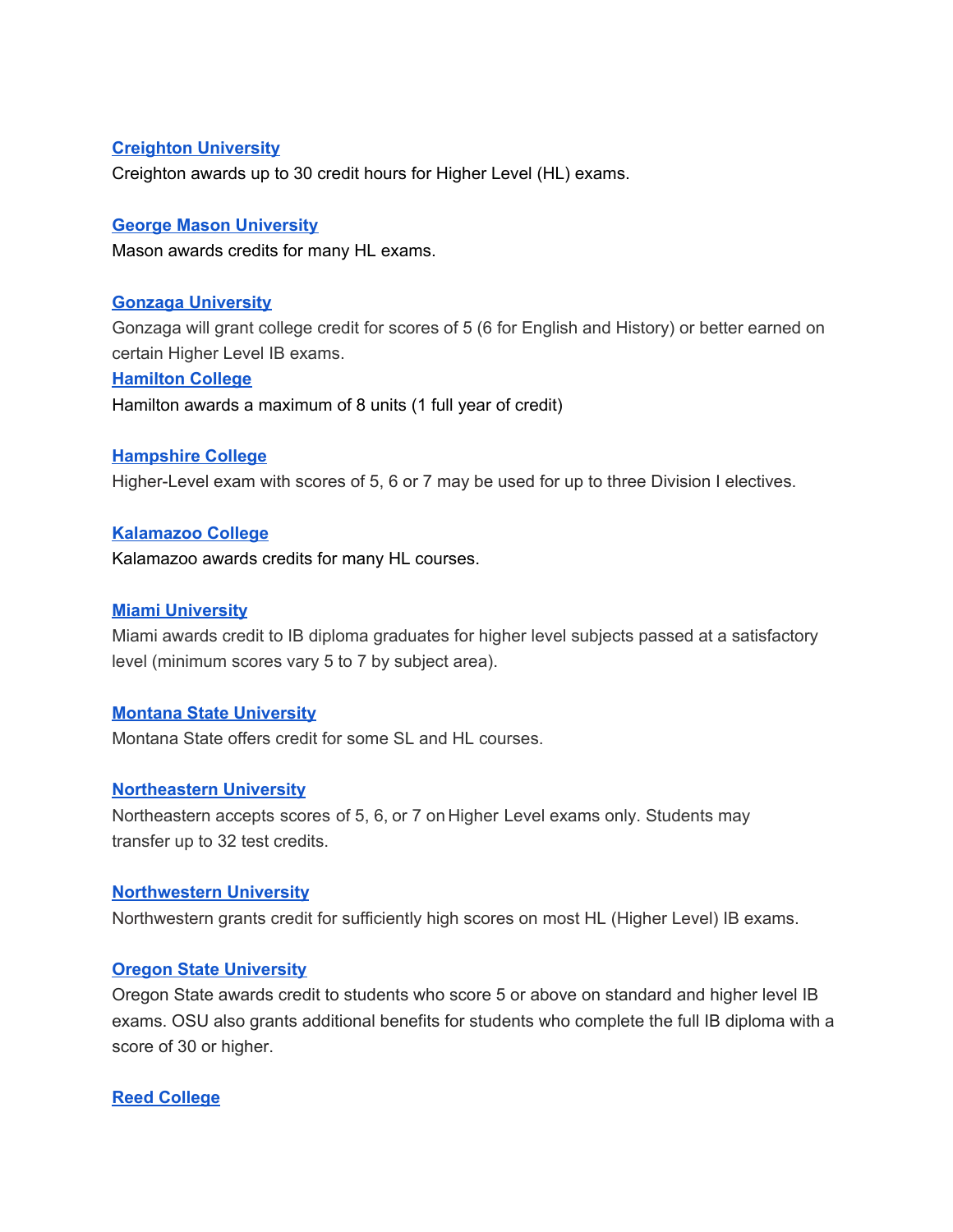**[Creighton University]()**

Creighton awards up to 30 credit hours for Higher Level (HL) exams.

**[George Mason University]()**

Mason awards credits for many HL exams.

**[Gonzaga University]()**

Gonzaga will grant college credit for scores of 5 (6 for English and History) or better earned on certain Higher Level IB exams.

**[Hamilton College]()**

Hamilton awards a maximum of 8 units (1 full year of credit)

**[Hampshire College]()**

Higher-Level exam with scores of 5, 6 or 7 may be used for up to three Division I electives.

**[Kalamazoo College]()**

Kalamazoo awards credits for many HL courses.

**[Miami University]()**

Miami awards credit to IB diploma graduates for higher level subjects passed at a satisfactory level (minimum scores vary 5 to 7 by subject area).

**[Montana State University]()**

Montana State offers credit for some SL and HL courses.

**[Northeastern University]()**

Northeastern accepts scores of 5, 6, or 7 on Higher Level exams only. Students may transfer up to 32 test credits.

**[Northwestern University]()**

Northwestern grants credit for sufficiently high scores on most HL (Higher Level) IB exams.

**[Oregon State University]()**

Oregon State awards credit to students who score 5 or above on standard and higher level IB exams. OSU also grants additional benefits for students who complete the full IB diploma with a score of 30 or higher.

**[Reed College]()**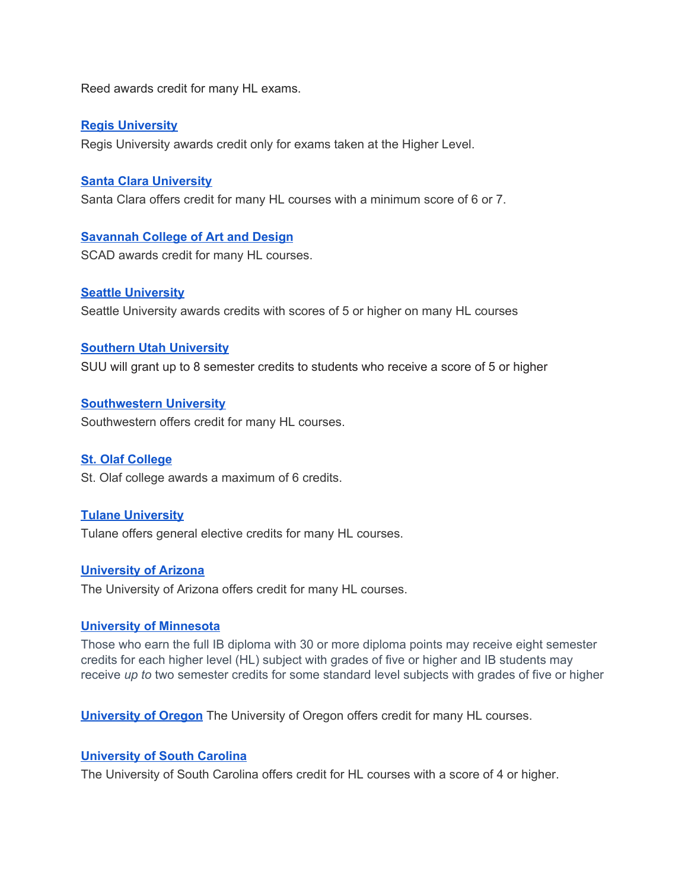Reed awards credit for many HL exams.

**Regis University**

Regis University awards credit only for exams taken at the Higher Level.

**Santa Clara University**

Santa Clara offers credit for many HL courses with a minimum score of 6 or 7.

**Savannah College of Art and Design**

SCAD awards credit for many HL courses.

**Seattle University**

Seattle University awards credits with scores of 5 or higher on many HL courses

**Southern Utah University**

SUU will grant up to 8 semester credits to students who receive a score of 5 or higher

**Southwestern University**

Southwestern offers credit for many HL courses.

**St. Olaf College**

St. Olaf college awards a maximum of 6 credits.

**Tulane University**

Tulane offers general elective credits for many HL courses.

**University of Arizona**

The University of Arizona offers credit for many HL courses.

**University of Minnesota**

Those who earn the full IB diploma with 30 or more diploma points may receive eight semester credits for each higher level (HL) subject with grades of five or higher and IB students may receive *up to* two semester credits for some standard level subjects with grades of five or higher

**University of Oregon** The University of Oregon offers credit for many HL courses.

**University of South Carolina**

The University of South Carolina offers credit for HL courses with a score of 4 or higher.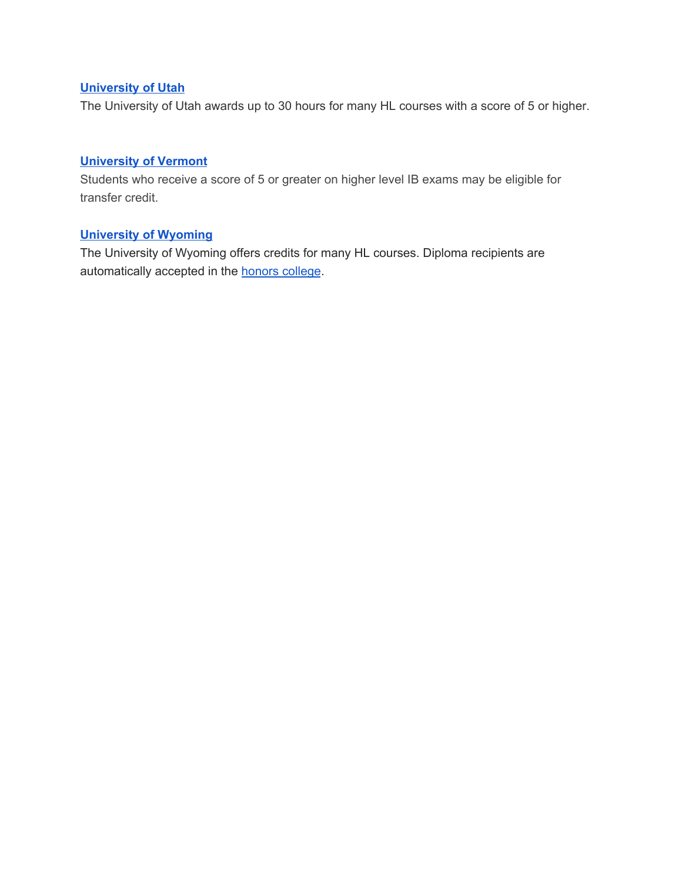**University of Utah**

The University of Utah awards up to 30 hours for many HL courses with a score of 5 or higher.

**University of Vermont**

Students who receive a score of 5 or greater on higher level IB exams may be eligible for transfer credit.

**University of Wyoming**

The University of Wyoming offers credits for many HL courses. Diploma recipients are automatically accepted in the honors college.